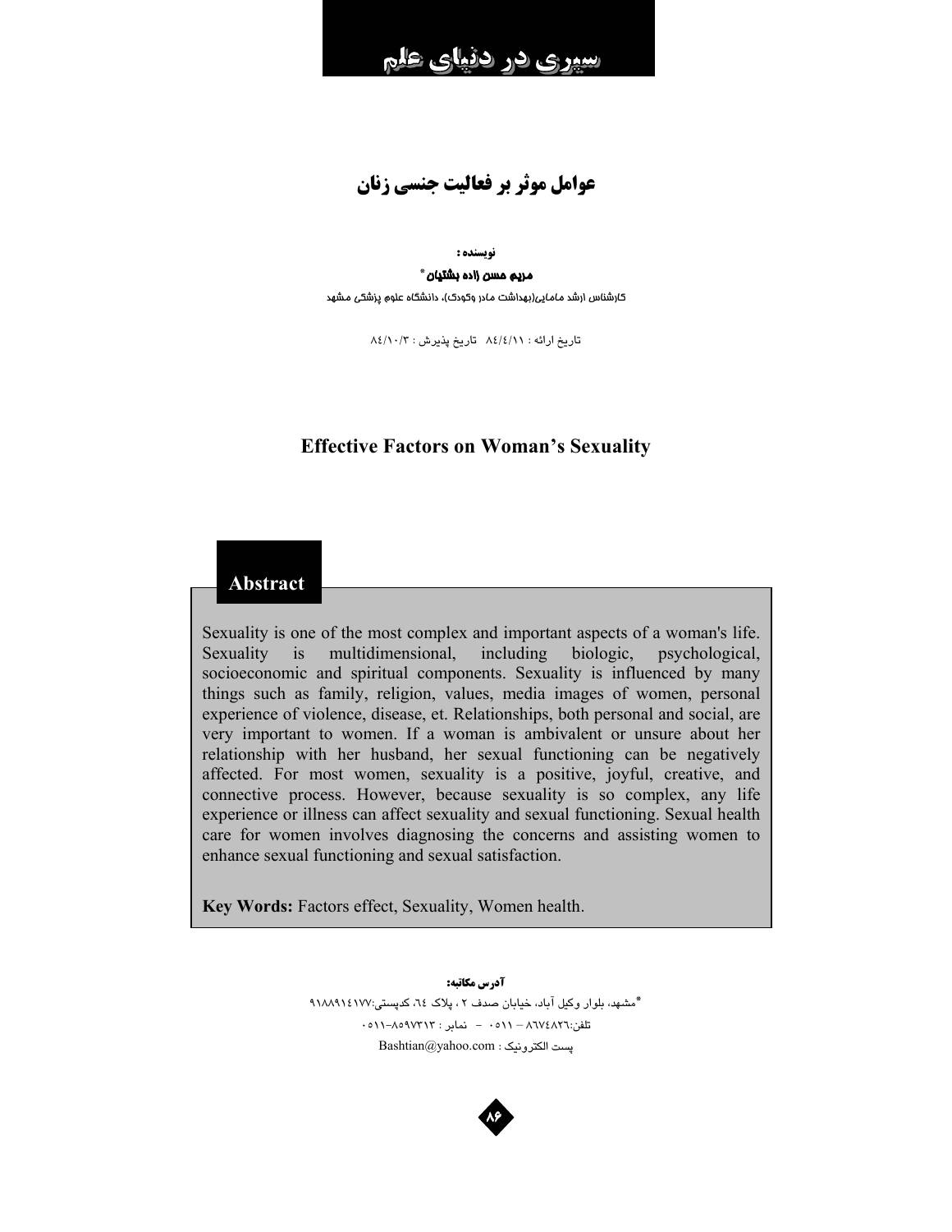# عوامل موثر بر فعالیت جنسی زنان

**نویسنده :**

**مریم حسن زاده بشتیان** *

کارشناس ارشد مامایی(بهداشت مادر وکودک)، دانشگاه علوم پزشکی مشهد

تاریخ ارائه : ۸٤/٤/۱۱   تاریخ پذیرش : ۸٤/۱۰/۳

## Effective Factors on Woman's Sexuality

### Abstract

Sexuality is one of the most complex and important aspects of a woman's life. Sexuality is multidimensional, including biologic, psychological, socioeconomic and spiritual components. Sexuality is influenced by many things such as family, religion, values, media images of women, personal experience of violence, disease, et. Relationships, both personal and social, are very important to women. If a woman is ambivalent or unsure about her relationship with her husband, her sexual functioning can be negatively affected. For most women, sexuality is a positive, joyful, creative, and connective process. However, because sexuality is so complex, any life experience or illness can affect sexuality and sexual functioning. Sexual health care for women involves diagnosing the concerns and assisting women to enhance sexual functioning and sexual satisfaction.

**Key Words:** Factors effect, Sexuality, Women health.

**آدرس مکاتبه:**

*مشهد، بلوار وکیل آباد، خیابان صدف ۲ ، پلاک ٦٤، کدپستی:۹۱۸۸۹۱٤۱۷۷

تلفن:۸٦۷٤۸۲٦ – ۰۵۱۱ - نمابر : ۸۵۹۷۳۱۳-۰۵۱۱

پست الکترونیک : Bashtian@yahoo.com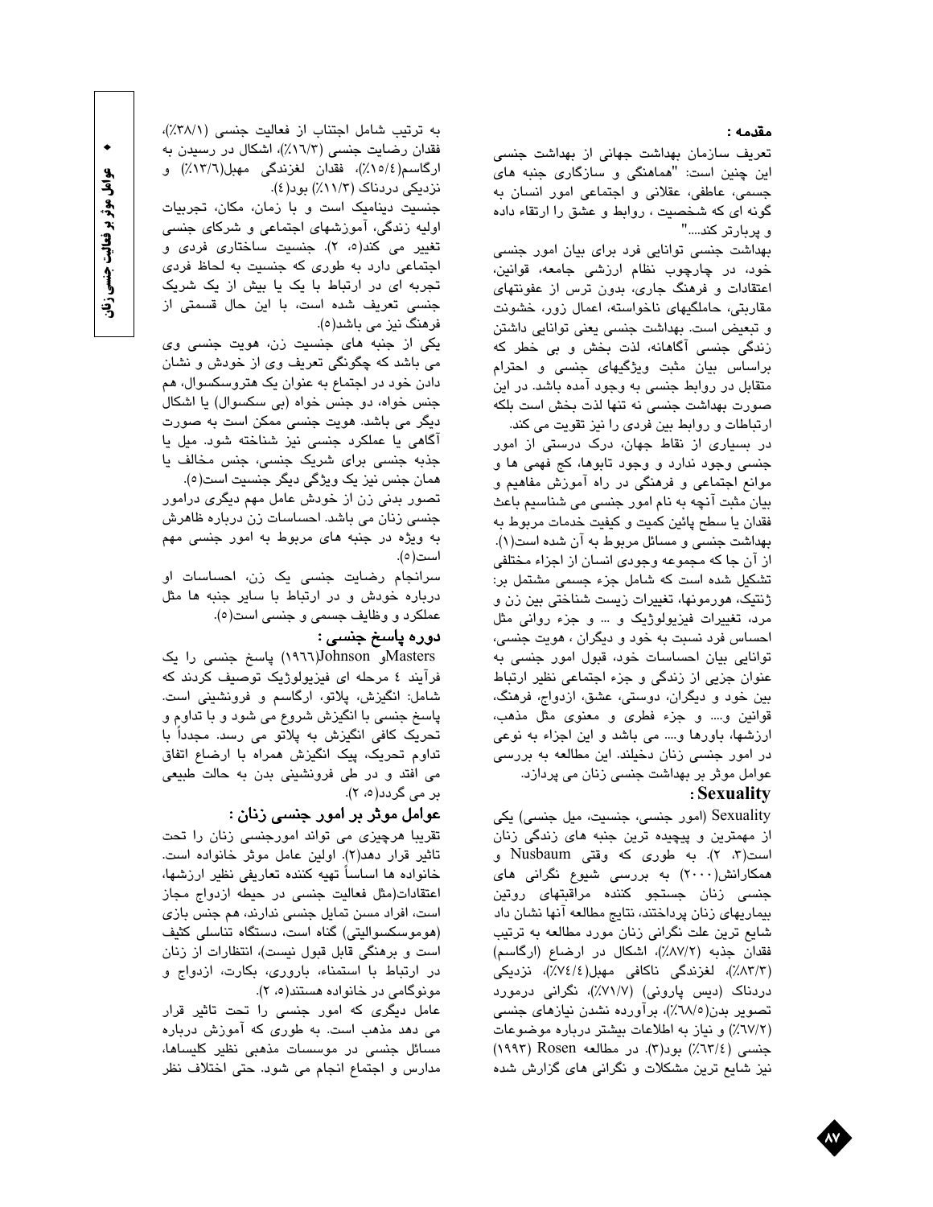## مقدمه :

تعریف سازمان بهداشت جهانی از بهداشت جنسی این چنین است: "هماهنگی و سازگاری جنبه های جسمی، عاطفی، عقلانی و اجتماعی امور انسان به گونه ای که شخصیت ، روابط و عشق را ارتقاء داده و پربارتر کند...."

بهداشت جنسی توانایی فرد برای بیان امور جنسی خود، در چارچوب نظام ارزشی جامعه، قوانین، اعتقادات و فرهنگ جاری، بدون ترس از عفونتهای مقاربتی، حاملگیهای ناخواسته، اعمال زور، خشونت و تبعیض است. بهداشت جنسی یعنی توانایی داشتن زندگی جنسی آگاهانه، لذت بخش و بی خطر که براساس بیان مثبت ویژگیهای جنسی و احترام متقابل در روابط جنسی به وجود آمده باشد. در این صورت بهداشت جنسی نه تنها لذت بخش است بلکه ارتباطات و روابط بین فردی را نیز تقویت می کند.

در بسیاری از نقاط جهان، درک درستی از امور جنسی وجود ندارد و وجود تابوها، کج فهمی ها و موانع اجتماعی و فرهنگی در راه آموزش مفاهیم و بیان مثبت آنچه به نام امور جنسی می شناسیم باعث فقدان یا سطح پائین کمیت و کیفیت خدمات مربوط به بهداشت جنسی و مسائل مربوط به آن شده است(۱).

از آن جا که مجموعه وجودی انسان از اجزاء مختلفی تشکیل شده است که شامل جزء جسمی مشتمل بر: ژنتیک، هورمونها، تغییرات زیست شناختی بین زن و مرد، تغییرات فیزیولوژیک و ... و جزء روانی مثل احساس فرد نسبت به خود و دیگران ، هویت جنسی، توانایی بیان احساسات خود، قبول امور جنسی به عنوان جزیی از زندگی و جزء اجتماعی نظیر ارتباط بین خود و دیگران، دوستی، عشق، ازدواج، فرهنگ، قوانین و.... و جزء فطری و معنوی مثل مذهب، ارزشها، باورها و.... می باشد و این اجزاء به نوعی در امور جنسی زنان دخیلند. این مطالعه به بررسی عوامل موثر بر بهداشت جنسی زنان می پردازد.

## Sexuality :

Sexuality (امور جنسی، جنسیت، میل جنسی) یکی از مهمترین و پیچیده ترین جنبه های زندگی زنان است(۳، ۲). به طوری که وقتی Nusbaum و همکارانش(۲۰۰۰) به بررسی شیوع نگرانی های جنسی زنان جستجو کننده مراقبتهای روتین بیماریهای زنان پرداختند، نتایج مطالعه آنها نشان داد شایع ترین علت نگرانی زنان مورد مطالعه به ترتیب فقدان جذبه (۸۷/۲٪)، اشکال در ارضاء (ارگاسم) (۸۳/۳٪)، لغزندگی ناکافی مهبل(۷٤/٤٪)، نزدیکی دردناک (دیس پارونی) (۷۱/۷٪)، نگرانی درمورد تصویر بدن(۶۸/۵٪)، برآورده نشدن نیازهای جنسی (۶۷/۲٪) و نیاز به اطلاعات بیشتر درباره موضوعات جنسی (۶۳/٤٪) بود(۳). در مطالعه Rosen (۱۹۹۳) نیز شایع ترین مشکلات و نگرانی های گزارش شده به ترتیب شامل اجتناب از فعالیت جنسی (۳۸/۱٪)، فقدان رضایت جنسی (۱۶/۳٪)، اشکال در رسیدن به ارگاسم(۱۵/٤٪)، فقدان لغزندگی مهبل(۱۳/۶٪) و نزدیکی دردناک (۱۱/۳٪) بود(٤).

جنسیت دینامیک است و با زمان، مکان، تجربیات اولیه زندگی، آموزشهای اجتماعی و شرکای جنسی تغییر می کند(۵، ۲). جنسیت ساختاری فردی و اجتماعی دارد به طوری که جنسیت به لحاظ فردی تجربه ای در ارتباط با یک یا بیش از یک شریک جنسی تعریف شده است، با این حال قسمتی از فرهنگ نیز می باشد(۵).

یکی از جنبه های جنسیت زن، هویت جنسی وی می باشد که چگونگی تعریف وی از خودش و نشان دادن خود در اجتماع به عنوان یک هتروسکسوال، هم جنس خواه، دو جنس خواه (بی سکسوال) یا اشکال دیگر می باشد. هویت جنسی ممکن است به صورت آگاهی یا عملکرد جنسی نیز شناخته شود. میل یا جذبه جنسی برای شریک جنسی، جنس مخالف یا همان جنس نیز یک ویژگی دیگر جنسیت است(۵).

تصور بدنی زن از خودش عامل مهم دیگری درامور جنسی زنان می باشد. احساسات زن درباره ظاهرش به ویژه در جنبه های مربوط به امور جنسی مهم است(۵).

سرانجام رضایت جنسی یک زن، احساسات او درباره خودش و در ارتباط با سایر جنبه ها مثل عملکرد و وظایف جسمی و جنسی است(۵).

## دوره پاسخ جنسی :

Mastersو Johnson(۱۹۶۶) پاسخ جنسی را یک فرآیند ٤ مرحله ای فیزیولوژیک توصیف کردند که شامل: انگیزش، پلاتو، ارگاسم و فرونشینی است. پاسخ جنسی با انگیزش شروع می شود و با تداوم و تحریک کافی انگیزش به پلاتو می رسد. مجدداً با تداوم تحریک، پیک انگیزش همراه با ارضاء اتفاق می افتد و در طی فرونشینی بدن به حالت طبیعی بر می گردد(۵، ۲).

## عوامل موثر بر امور جنسی زنان :

تقریبا هرچیزی می تواند امورجنسی زنان را تحت تاثیر قرار دهد(۲). اولین عامل موثر خانواده است. خانواده ها اساساً تهیه کننده تعاریفی نظیر ارزشها، اعتقادات(مثل فعالیت جنسی در حیطه ازدواج مجاز است، افراد مسن تمایل جنسی ندارند، هم جنس بازی (هوموسکسوالیتی) گناه است، دستگاه تناسلی کثیف است و برهنگی قابل قبول نیست)، انتظارات از زنان در ارتباط با استمناء، باروری، بکارت، ازدواج و مونوگامی در خانواده هستند(۵، ۲).

عامل دیگری که امور جنسی را تحت تاثیر قرار می دهد مذهب است. به طوری که آموزش درباره مسائل جنسی در موسسات مذهبی نظیر کلیساها، مدارس و اجتماع انجام می شود. حتی اختلاف نظر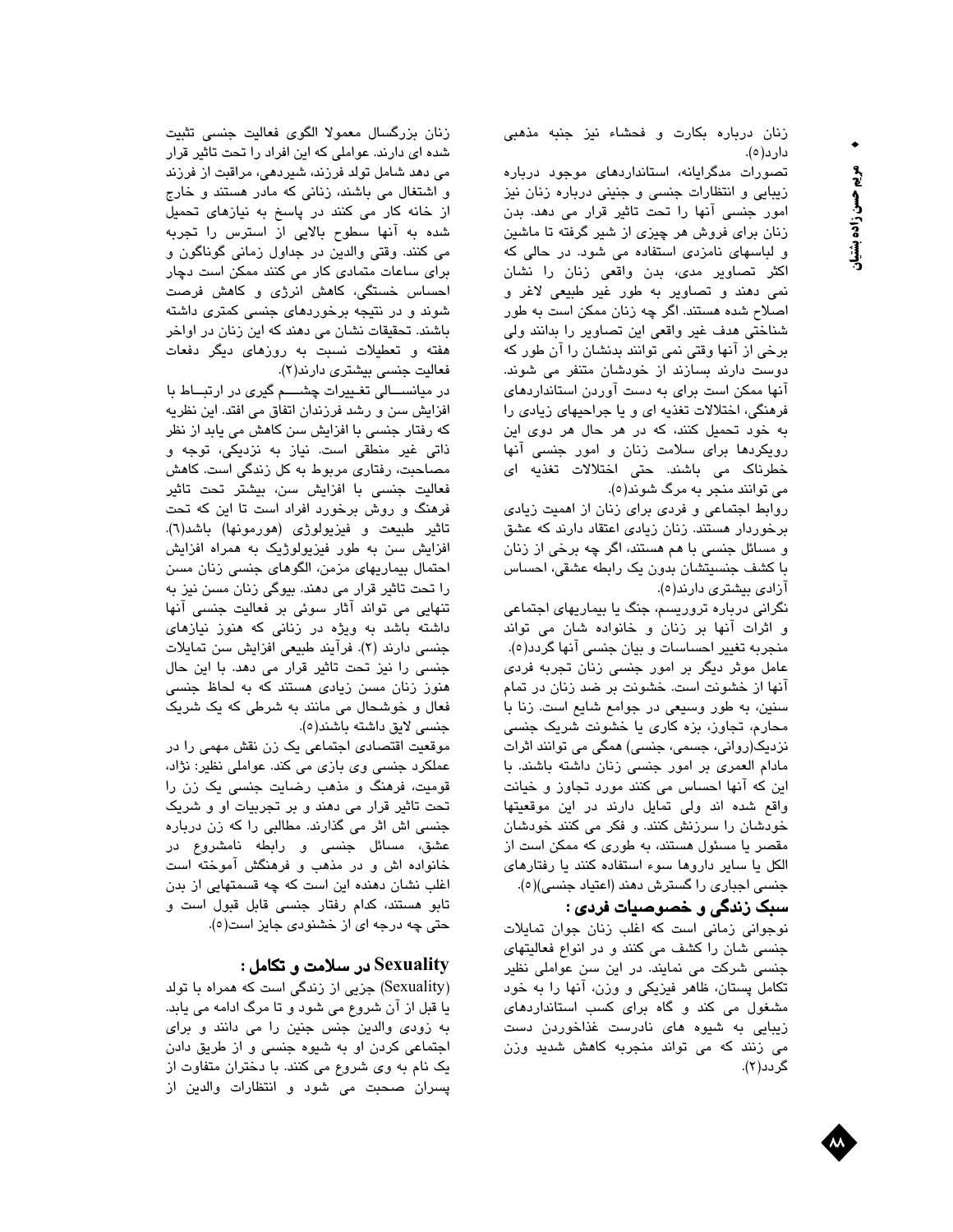زنان درباره بکارت و فحشاء نیز جنبه مذهبی دارد(۵).

تصورات مدگرایانه، استانداردهای موجود درباره زیبایی و انتظارات جنسی و جنینی درباره زنان نیز امور جنسی آنها را تحت تاثیر قرار می دهد. بدن زنان برای فروش هر چیزی از شیر گرفته تا ماشین و لباسهای نامزدی استفاده می شود. در حالی که اکثر تصاویر مدی، بدن واقعی زنان را نشان نمی دهند و تصاویر به طور غیر طبیعی لاغر و اصلاح شده هستند. اگر چه زنان ممکن است به طور شناختی هدف غیر واقعی این تصاویر را بدانند ولی برخی از آنها وقتی نمی توانند بدنشان را آن طور که دوست دارند بسازند از خودشان متنفر می شوند. آنها ممکن است برای به دست آوردن استانداردهای فرهنگی، اختلالات تغذیه ای و یا جراحیهای زیادی را به خود تحمیل کنند، که در هر حال هر دوی این رویکردها برای سلامت زنان و امور جنسی آنها خطرناک می باشند. حتی اختلالات تغذیه ای می توانند منجر به مرگ شوند(۵).

روابط اجتماعی و فردی برای زنان از اهمیت زیادی برخوردار هستند. زنان زیادی اعتقاد دارند که عشق و مسائل جنسی با هم هستند، اگر چه برخی از زنان با کشف جنسیتشان بدون یک رابطه عشقی، احساس آزادی بیشتری دارند(۵).

نگرانی درباره تروریسم، جنگ یا بیماریهای اجتماعی و اثرات آنها بر زنان و خانواده شان می تواند منجربه تغییر احساسات و بیان جنسی آنها گردد(۵).

عامل موثر دیگر بر امور جنسی زنان تجربه فردی آنها از خشونت است. خشونت بر ضد زنان در تمام سنین، به طور وسیعی در جوامع شایع است. زنا با محارم، تجاوز، بزه کاری یا خشونت شریک جنسی نزدیک(روانی، جسمی، جنسی) همگی می توانند اثرات مادام العمری بر امور جنسی زنان داشته باشند. با این که آنها احساس می کنند مورد تجاوز و خیانت واقع شده اند ولی تمایل دارند در این موقعیتها خودشان را سرزنش کنند. و فکر می کنند خودشان مقصر یا مسئول هستند، به طوری که ممکن است از الکل یا سایر داروها سوء استفاده کنند یا رفتارهای جنسی اجباری را گسترش دهند (اعتیاد جنسی)(۵).

## سبک زندگی و خصوصیات فردی :

نوجوانی زمانی است که اغلب زنان جوان تمایلات جنسی شان را کشف می کنند و در انواع فعالیتهای جنسی شرکت می نمایند. در این سن عواملی نظیر تکامل پستان، ظاهر فیزیکی و وزن، آنها را به خود مشغول می کند و گاه برای کسب استانداردهای زیبایی به شیوه های نادرست غذاخوردن دست می زنند که می تواند منجربه کاهش شدید وزن گردد(۲).

زنان بزرگسال معمولا الگوی فعالیت جنسی تثبیت شده ای دارند. عواملی که این افراد را تحت تاثیر قرار می دهد شامل تولد فرزند، شیردهی، مراقبت از فرزند و اشتغال می باشند، زنانی که مادر هستند و خارج از خانه کار می کنند در پاسخ به نیازهای تحمیل شده به آنها سطوح بالایی از استرس را تجربه می کنند. وقتی والدین در جداول زمانی گوناگون و برای ساعات متمادی کار می کنند ممکن است دچار احساس خستگی، کاهش انرژی و کاهش فرصت شوند و در نتیجه برخوردهای جنسی کمتری داشته باشند. تحقیقات نشان می دهند که این زنان در اواخر هفته و تعطیلات نسبت به روزهای دیگر دفعات فعالیت جنسی بیشتری دارند(۲).

در میانسالی تغییرات چشم گیری در ارتباط با افزایش سن و رشد فرزندان اتفاق می افتد. این نظریه که رفتار جنسی با افزایش سن کاهش می یابد از نظر ذاتی غیر منطقی است. نیاز به نزدیکی، توجه و مصاحبت، رفتاری مربوط به کل زندگی است. کاهش فعالیت جنسی با افزایش سن، بیشتر تحت تاثیر فرهنگ و روش برخورد افراد است تا این که تحت تاثیر طبیعت و فیزیولوژی (هورمونها) باشد(۶). افزایش سن به طور فیزیولوژیک به همراه افزایش احتمال بیماریهای مزمن، الگوهای جنسی زنان مسن را تحت تاثیر قرار می دهند. بیوگی زنان مسن نیز به تنهایی می تواند آثار سوئی بر فعالیت جنسی آنها داشته باشد به ویژه در زنانی که هنوز نیازهای جنسی دارند (۲). فرآیند طبیعی افزایش سن تمایلات جنسی را نیز تحت تاثیر قرار می دهد. با این حال هنوز زنان مسن زیادی هستند که به لحاظ جنسی فعال و خوشحال می مانند به شرطی که یک شریک جنسی لایق داشته باشند(۵).

موقعیت اقتصادی اجتماعی یک زن نقش مهمی را در عملکرد جنسی وی بازی می کند. عواملی نظیر: نژاد، قومیت، فرهنگ و مذهب رضایت جنسی یک زن را تحت تاثیر قرار می دهند و بر تجربیات او و شریک جنسی اش اثر می گذارند. مطالبی را که زن درباره عشق، مسائل جنسی و رابطه نامشروع در خانواده اش و در مذهب و فرهنگش آموخته است اغلب نشان دهنده این است که چه قسمتهایی از بدن تابو هستند، کدام رفتار جنسی قابل قبول است و حتی چه درجه ای از خشنودی جایز است(۵).

## Sexuality در سلامت و تکامل :

(Sexuality) جزیی از زندگی است که همراه با تولد یا قبل از آن شروع می شود و تا مرگ ادامه می یابد. به زودی والدین جنس جنین را می دانند و برای اجتماعی کردن او به شیوه جنسی و از طریق دادن یک نام به وی شروع می کنند. با دختران متفاوت از پسران صحبت می شود و انتظارات والدین از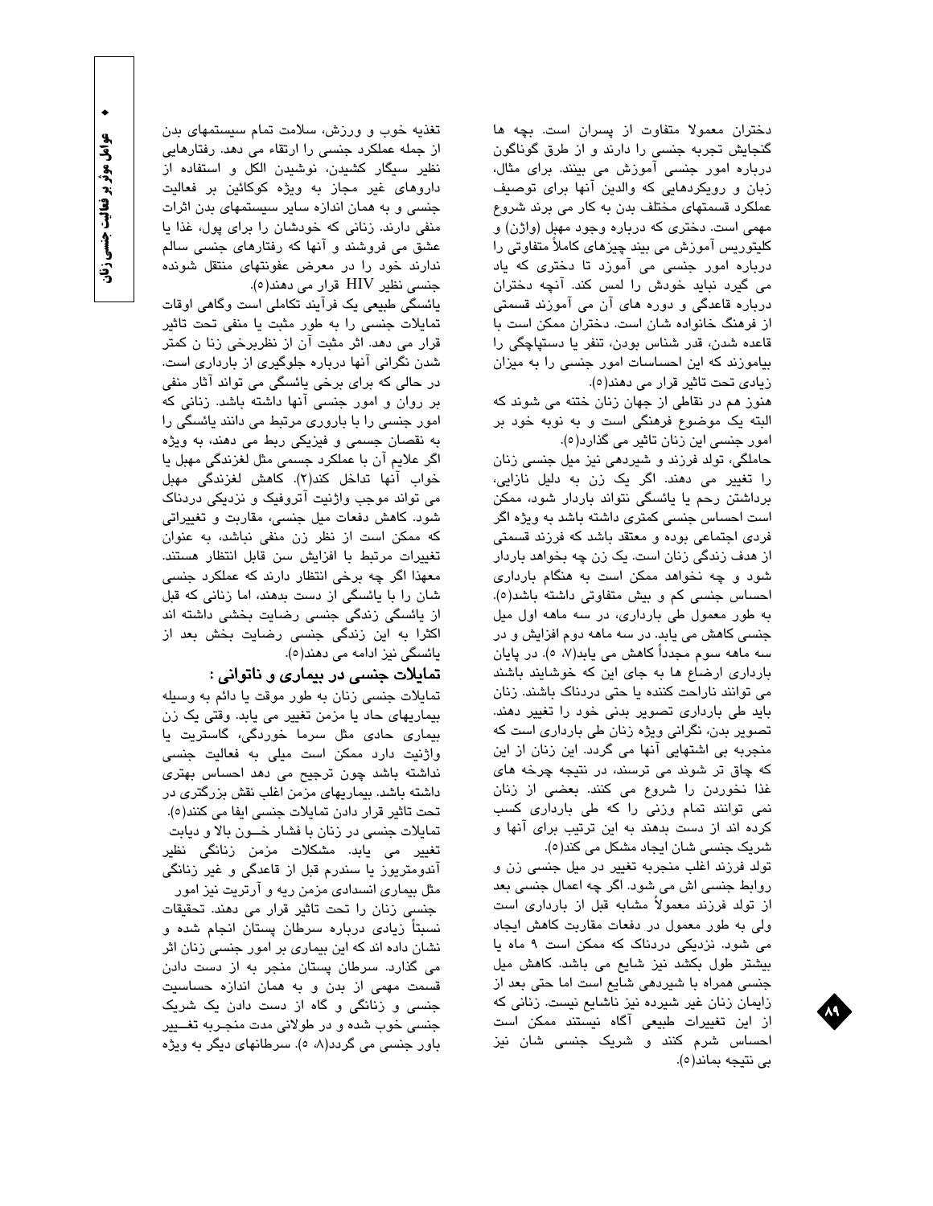دختران معمولا متفاوت از پسران است. بچه ها گنجایش تجربه جنسی را دارند و از طرق گوناگون درباره امور جنسی آموزش می بینند. برای مثال، زبان و رویکردهایی که والدین آنها برای توصیف عملکرد قسمتهای مختلف بدن به کار می برند شروع مهمی است. دختری که درباره وجود مهبل (واژن) و کلیتوریس آموزش می بیند چیزهای کاملاً متفاوتی را درباره امور جنسی می آموزد تا دختری که یاد می گیرد نباید خودش را لمس کند. آنچه دختران درباره قاعدگی و دوره های آن می آموزند قسمتی از فرهنگ خانواده شان است. دختران ممکن است با قاعده شدن، قدر شناس بودن، تنفر یا دستپاچگی را بیاموزند که این احساسات امور جنسی را به میزان زیادی تحت تاثیر قرار می دهند(۵).

هنوز هم در نقاطی از جهان زنان ختنه می شوند که البته یک موضوع فرهنگی است و به نوبه خود بر امور جنسی این زنان تاثیر می گذارد(۵).

حاملگی، تولد فرزند و شیردهی نیز میل جنسی زنان را تغییر می دهند. اگر یک زن به دلیل نازایی، برداشتن رحم یا یائسگی نتواند باردار شود، ممکن است احساس جنسی کمتری داشته باشد به ویژه اگر فردی اجتماعی بوده و معتقد باشد که فرزند قسمتی از هدف زندگی زنان است. یک زن چه بخواهد باردار شود و چه نخواهد ممکن است به هنگام بارداری احساس جنسی کم و بیش متفاوتی داشته باشد(۵). به طور معمول طی بارداری، در سه ماهه اول میل جنسی کاهش می یابد. در سه ماهه دوم افزایش و در سه ماهه سوم مجدداً کاهش می یابد(۷، ۵). در پایان بارداری ارضاع ها به جای این که خوشایند باشند می توانند ناراحت کننده یا حتی دردناک باشند. زنان باید طی بارداری تصویر بدنی خود را تغییر دهند. تصویر بدن، نگرانی ویژه زنان طی بارداری است که منجربه بی اشتهایی آنها می گردد. این زنان از این که چاق تر شوند می ترسند، در نتیجه چرخه های غذا نخوردن را شروع می کنند. بعضی از زنان نمی توانند تمام وزنی را که طی بارداری کسب کرده اند از دست بدهند و به این ترتیب برای آنها و شریک جنسی شان ایجاد مشکل می کند(۵).

تولد فرزند اغلب منجربه تغییر در میل جنسی زن و روابط جنسی اش می شود. اگر چه اعمال جنسی بعد از تولد فرزند معمولاً مشابه قبل از بارداری است ولی به طور معمول در دفعات مقاربت کاهش ایجاد می شود. نزدیکی دردناک که ممکن است ۹ ماه یا بیشتر طول بکشد نیز شایع می باشد. کاهش میل جنسی همراه با شیردهی شایع است اما حتی بعد از زایمان زنان غیر شیرده نیز ناشایع نیست. زنانی که از این تغییرات طبیعی آگاه نیستند ممکن است احساس شرم کنند و شریک جنسی شان نیز بی نتیجه بماند(۵).

تغذیه خوب و ورزش، سلامت تمام سیستمهای بدن از جمله عملکرد جنسی را ارتقاء می دهد. رفتارهایی نظیر سیگار کشیدن، نوشیدن الکل و استفاده از داروهای غیر مجاز به ویژه کوکائین بر فعالیت جنسی و به همان اندازه سایر سیستمهای بدن اثرات منفی دارند. زنانی که خودشان را برای پول، غذا یا عشق می فروشند و آنها که رفتارهای جنسی سالم ندارند خود را در معرض عفونتهای منتقل شونده جنسی نظیر HIV قرار می دهند(۵).

یائسگی طبیعی یک فرآیند تکاملی است وگاهی اوقات تمایلات جنسی را به طور مثبت یا منفی تحت تاثیر قرار می دهد. اثر مثبت آن از نظربرخی زنا ن کمتر شدن نگرانی آنها درباره جلوگیری از بارداری است. در حالی که برای برخی یائسگی می تواند آثار منفی بر روان و امور جنسی آنها داشته باشد. زنانی که امور جنسی را با باروری مرتبط می دانند یائسگی را به نقصان جسمی و فیزیکی ربط می دهند، به ویژه اگر علایم آن با عملکرد جسمی مثل لغزندگی مهبل یا خواب آنها تداخل کند(۲). کاهش لغزندگی مهبل می تواند موجب واژنیت آتروفیک و نزدیکی دردناک شود. کاهش دفعات میل جنسی، مقاربت و تغییراتی که ممکن است از نظر زن منفی نباشد، به عنوان تغییرات مرتبط با افزایش سن قابل انتظار هستند. معهذا اگر چه برخی انتظار دارند که عملکرد جنسی شان را با یائسگی از دست بدهند، اما زنانی که قبل از یائسگی زندگی جنسی رضایت بخشی داشته اند اکثرا به این زندگی جنسی رضایت بخش بعد از یائسگی نیز ادامه می دهند(۵).

### تمایلات جنسی در بیماری و ناتوانی :

تمایلات جنسی زنان به طور موقت یا دائم به وسیله بیماریهای حاد یا مزمن تغییر می یابد. وقتی یک زن بیماری حادی مثل سرما خوردگی، گاستریت یا واژنیت دارد ممکن است میلی به فعالیت جنسی نداشته باشد چون ترجیح می دهد احساس بهتری داشته باشد. بیماریهای مزمن اغلب نقش بزرگتری در تحت تاثیر قرار دادن تمایلات جنسی ایفا می کنند(۵). تمایلات جنسی در زنان با فشار خــون بالا و دیابت تغییر می یابد. مشکلات مزمن زنانگی نظیر آندومتریوز یا سندرم قبل از قاعدگی و غیر زنانگی مثل بیماری انسدادی مزمن ریه و آرتریت نیز امور جنسی زنان را تحت تاثیر قرار می دهند. تحقیقات نسبتاً زیادی درباره سرطان پستان انجام شده و نشان داده اند که این بیماری بر امور جنسی زنان اثر می گذارد. سرطان پستان منجر به از دست دادن قسمت مهمی از بدن و به همان اندازه حساسیت جنسی و زنانگی و گاه از دست دادن یک شریک جنسی خوب شده و در طولانی مدت منجـربه تغــییر باور جنسی می گردد(۸، ۵). سرطانهای دیگر به ویژه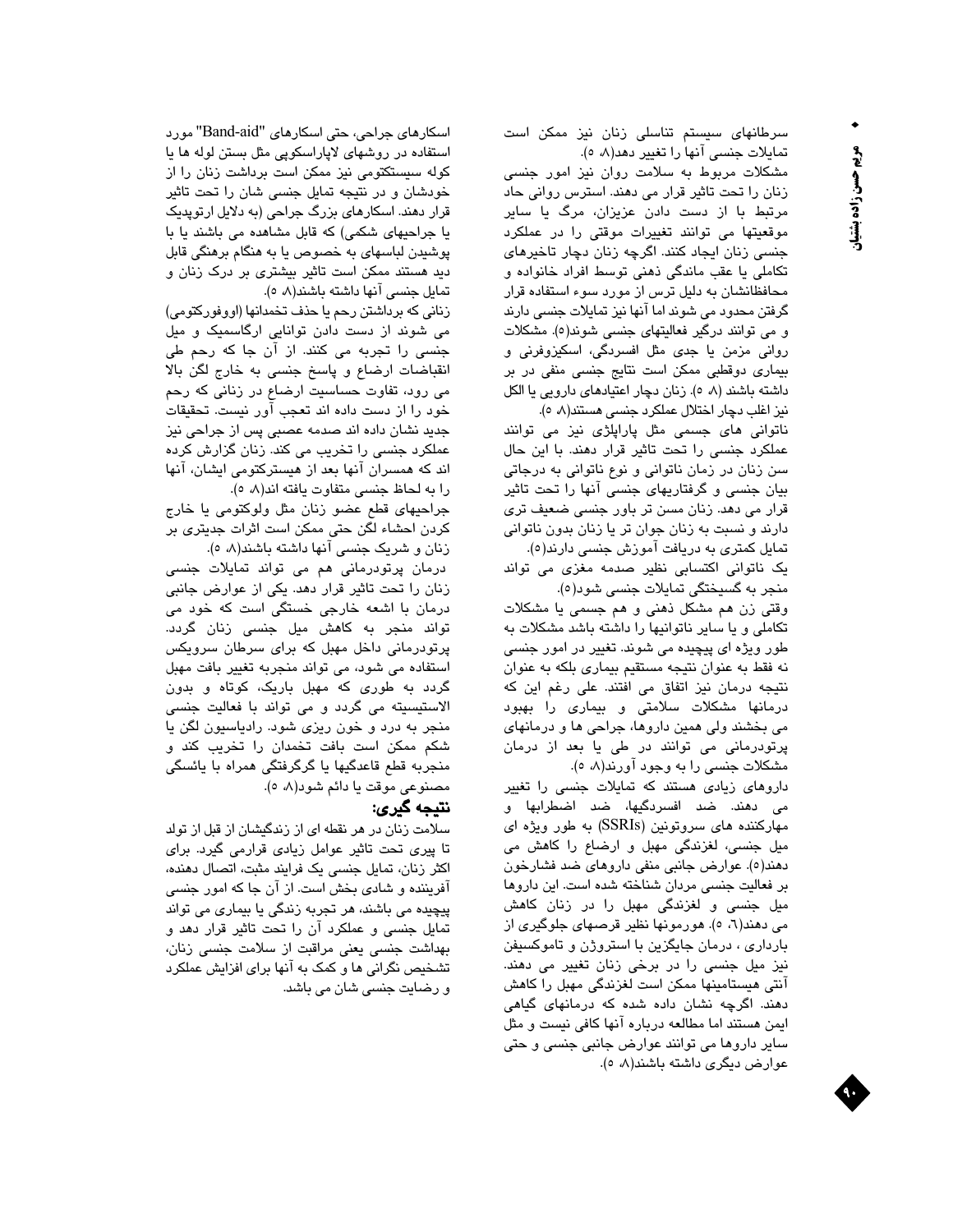سرطانهای سیستم تناسلی زنان نیز ممکن است تمایلات جنسی آنها را تغییر دهد(۸، ۵).

مشکلات مربوط به سلامت روان نیز امور جنسی زنان را تحت تاثیر قرار می دهند. استرس روانی حاد مرتبط با از دست دادن عزیزان، مرگ یا سایر موقعیتها می توانند تغییرات موقتی را در عملکرد جنسی زنان ایجاد کنند. اگرچه زنان دچار تاخیرهای تکاملی یا عقب ماندگی ذهنی توسط افراد خانواده و محافظانشان به دلیل ترس از مورد سوء استفاده قرار گرفتن محدود می شوند اما آنها نیز تمایلات جنسی دارند و می توانند درگیر فعالیتهای جنسی شوند(۵). مشکلات روانی مزمن یا جدی مثل افسردگی، اسکیزوفرنی و بیماری دوقطبی ممکن است نتایج جنسی منفی در بر داشته باشند (۸، ۵). زنان دچار اعتیادهای دارویی یا الکل نیز اغلب دچار اختلال عملکرد جنسی هستند(۸، ۵).

ناتوانی های جسمی مثل پاراپلژی نیز می توانند عملکرد جنسی را تحت تاثیر قرار دهند. با این حال سن زنان در زمان ناتوانی و نوع ناتوانی به درجاتی بیان جنسی و گرفتاریهای جنسی آنها را تحت تاثیر قرار می دهد. زنان مسن تر باور جنسی ضعیف تری دارند و نسبت به زنان جوان تر یا زنان بدون ناتوانی تمایل کمتری به دریافت آموزش جنسی دارند(۵).

یک ناتوانی اکتسابی نظیر صدمه مغزی می تواند منجر به گسیختگی تمایلات جنسی شود(۵).

وقتی زن هم مشکل ذهنی و هم جسمی یا مشکلات تکاملی و یا سایر ناتوانیها را داشته باشد مشکلات به طور ویژه ای پیچیده می شوند. تغییر در امور جنسی نه فقط به عنوان نتیجه مستقیم بیماری بلکه به عنوان نتیجه درمان نیز اتفاق می افتند. علی رغم این که درمانها مشکلات سلامتی و بیماری را بهبود می بخشند ولی همین داروها، جراحی ها و درمانهای پرتودرمانی می توانند در طی یا بعد از درمان مشکلات جنسی را به وجود آورند(۸، ۵).

داروهای زیادی هستند که تمایلات جنسی را تغییر می دهند. ضد افسردگیها، ضد اضطرابها و مهارکننده های سروتونین (SSRIs) به طور ویژه ای میل جنسی، لغزندگی مهبل و ارضاء را کاهش می دهند(۵). عوارض جانبی منفی داروهای ضد فشارخون بر فعالیت جنسی مردان شناخته شده است. این داروها میل جنسی و لغزندگی مهبل را در زنان کاهش می دهند(۶، ۵). هورمونها نظیر قرصهای جلوگیری از بارداری ، درمان جایگزین با استروژن و تاموکسیفن نیز میل جنسی را در برخی زنان تغییر می دهند. آنتی هیستامینها ممکن است لغزندگی مهبل را کاهش دهند. اگرچه نشان داده شده که درمانهای گیاهی ایمن هستند اما مطالعه درباره آنها کافی نیست و مثل سایر داروها می توانند عوارض جانبی جنسی و حتی عوارض دیگری داشته باشند(۸، ۵).

اسکارهای جراحی، حتی اسکارهای "Band-aid" مورد استفاده در روشهای لاپاراسکوپی مثل بستن لوله ها یا کوله سیستکتومی نیز ممکن است برداشت زنان را از خودشان و در نتیجه تمایل جنسی شان را تحت تاثیر قرار دهند. اسکارهای بزرگ جراحی (به دلایل ارتوپدیک یا جراحیهای شکمی) که قابل مشاهده می باشند یا با پوشیدن لباسهای به خصوص یا به هنگام برهنگی قابل دید هستند ممکن است تاثیر بیشتری بر درک زنان و تمایل جنسی آنها داشته باشند(۸، ۵).

زنانی که برداشتن رحم یا حذف تخمدانها (اووفورکتومی) می شوند از دست دادن توانایی ارگاسمیک و میل جنسی را تجربه می کنند. از آن جا که رحم طی انقباضات ارضاء و پاسخ جنسی به خارج لگن بالا می رود، تفاوت حساسیت ارضاء در زنانی که رحم خود را از دست داده اند تعجب آور نیست. تحقیقات جدید نشان داده اند صدمه عصبی پس از جراحی نیز عملکرد جنسی را تخریب می کند. زنان گزارش کرده اند که همسران آنها بعد از هیسترکتومی ایشان، آنها را به لحاظ جنسی متفاوت یافته اند(۸، ۵).

جراحیهای قطع عضو زنان مثل ولوکتومی یا خارج کردن احشاء لگن حتی ممکن است اثرات جدیتری بر زنان و شریک جنسی آنها داشته باشند(۸، ۵).

درمان پرتودرمانی هم می تواند تمایلات جنسی زنان را تحت تاثیر قرار دهد. یکی از عوارض جانبی درمان با اشعه خارجی خستگی است که خود می تواند منجر به کاهش میل جنسی زنان گردد. پرتودرمانی داخل مهبل که برای سرطان سرویکس استفاده می شود، می تواند منجربه تغییر بافت مهبل گردد به طوری که مهبل باریک، کوتاه و بدون الاستیسیته می گردد و می تواند با فعالیت جنسی منجر به درد و خون ریزی شود. رادیاسیون لگن یا شکم ممکن است بافت تخمدان را تخریب کند و منجربه قطع قاعدگیها یا گرگرفتگی همراه با یائسگی مصنوعی موقت یا دائم شود(۸، ۵).

## نتیجه گیری:

سلامت زنان در هر نقطه ای از زندگیشان از قبل از تولد تا پیری تحت تاثیر عوامل زیادی قرارمی گیرد. برای اکثر زنان، تمایل جنسی یک فرایند مثبت، اتصال دهنده، آفریننده و شادی بخش است. از آن جا که امور جنسی پیچیده می باشند، هر تجربه زندگی یا بیماری می تواند تمایل جنسی و عملکرد آن را تحت تاثیر قرار دهد و بهداشت جنسی یعنی مراقبت از سلامت جنسی زنان، تشخیص نگرانی ها و کمک به آنها برای افزایش عملکرد و رضایت جنسی شان می باشد.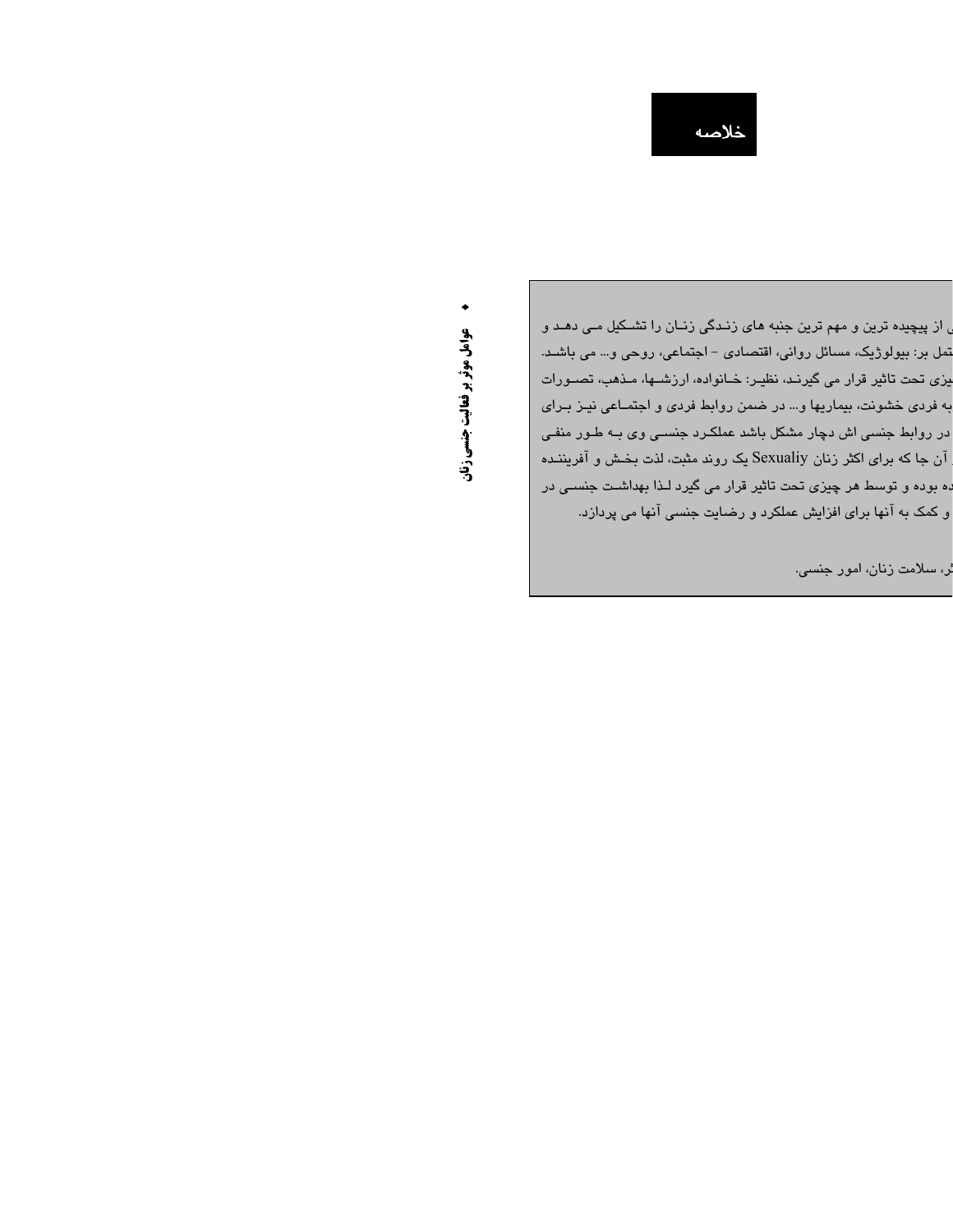## خلاصه

• عوامل موثر بر فعالیت جنسی زنان

ی از پیچیده ترین و مهم ترین جنبه های زندگی زنـان را تشـکیل مـی دهـد و
تمل بر: بیولوژیک، مسائل روانی، اقتصادی - اجتماعی، روحی و... می باشـد.
یزی تحت تاثیر قرار می گیرنـد، نظیـر: خـانواده، ارزشـها، مـذهب، تصـورات
ه فردی خشونت، بیماریها و... در ضمن روابط فردی و اجتمـاعی نیـز بـرای
در روابط جنسی اش دچار مشکل باشد عملکـرد جنسـی وی بـه طـور منفـی
آن جا که برای اکثر زنان Sexualiy یک روند مثبت، لذت بخـش و آفریننـده
ده بوده و توسط هر چیزی تحت تاثیر قرار می گیرد لـذا بهداشـت جنسـی در
و کمک به آنها برای افزایش عملکرد و رضایت جنسی آنها می پردازد.

ثر، سلامت زنان، امور جنسی.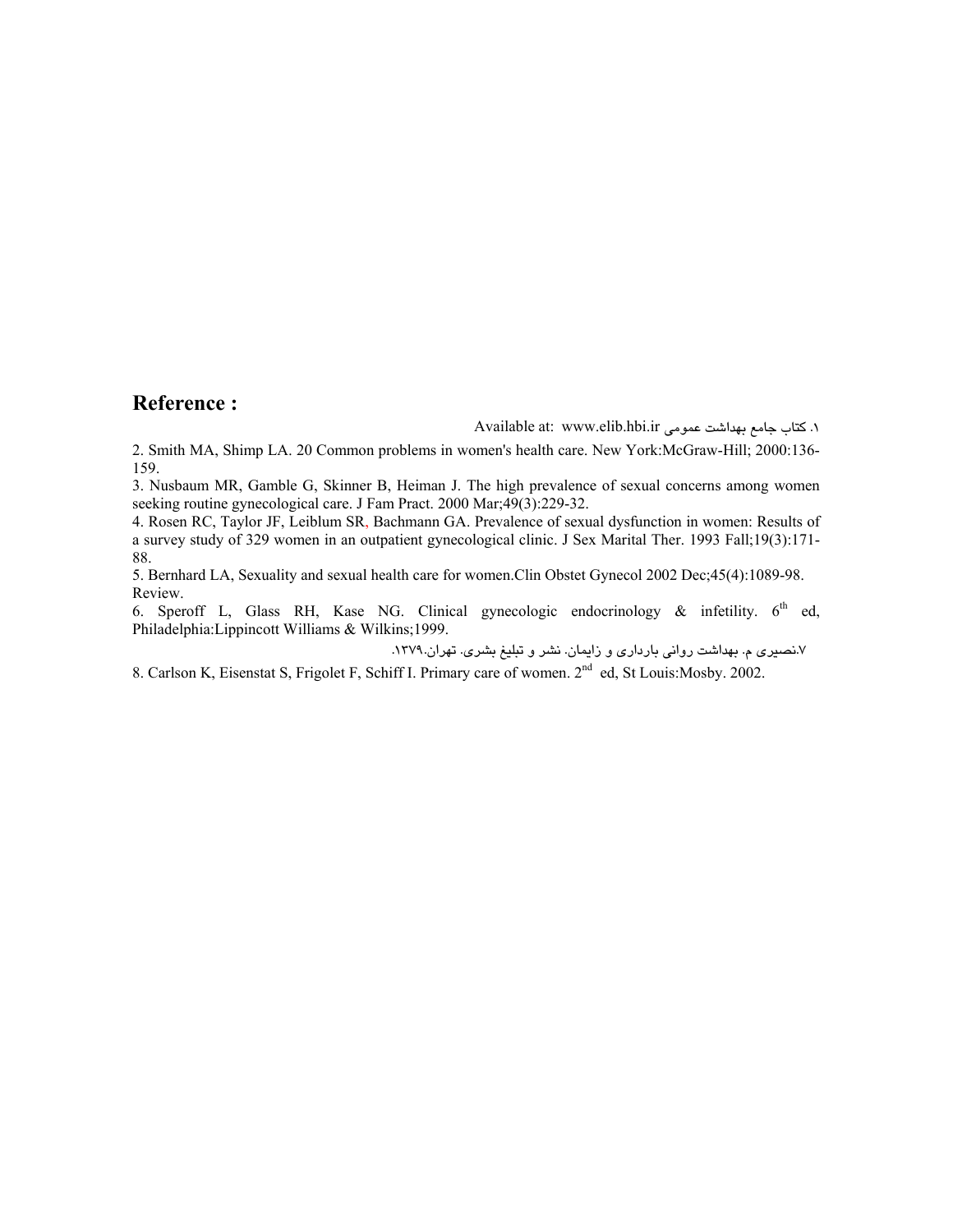## Reference :

۱. کتاب جامع بهداشت عمومی Available at: www.elib.hbi.ir

2. Smith MA, Shimp LA. 20 Common problems in women's health care. New York:McGraw-Hill; 2000:136-159.

3. Nusbaum MR, Gamble G, Skinner B, Heiman J. The high prevalence of sexual concerns among women seeking routine gynecological care. J Fam Pract. 2000 Mar;49(3):229-32.

4. Rosen RC, Taylor JF, Leiblum SR, Bachmann GA. Prevalence of sexual dysfunction in women: Results of a survey study of 329 women in an outpatient gynecological clinic. J Sex Marital Ther. 1993 Fall;19(3):171-88.

5. Bernhard LA, Sexuality and sexual health care for women.Clin Obstet Gynecol 2002 Dec;45(4):1089-98. Review.

6. Speroff L, Glass RH, Kase NG. Clinical gynecologic endocrinology & infetility. 6th ed, Philadelphia:Lippincott Williams & Wilkins;1999.

۷.نصیری م. بهداشت روانی بارداری و زایمان. نشر و تبلیغ بشری. تهران.۱۳۷۹.

8. Carlson K, Eisenstat S, Frigolet F, Schiff I. Primary care of women. 2nd ed, St Louis:Mosby. 2002.